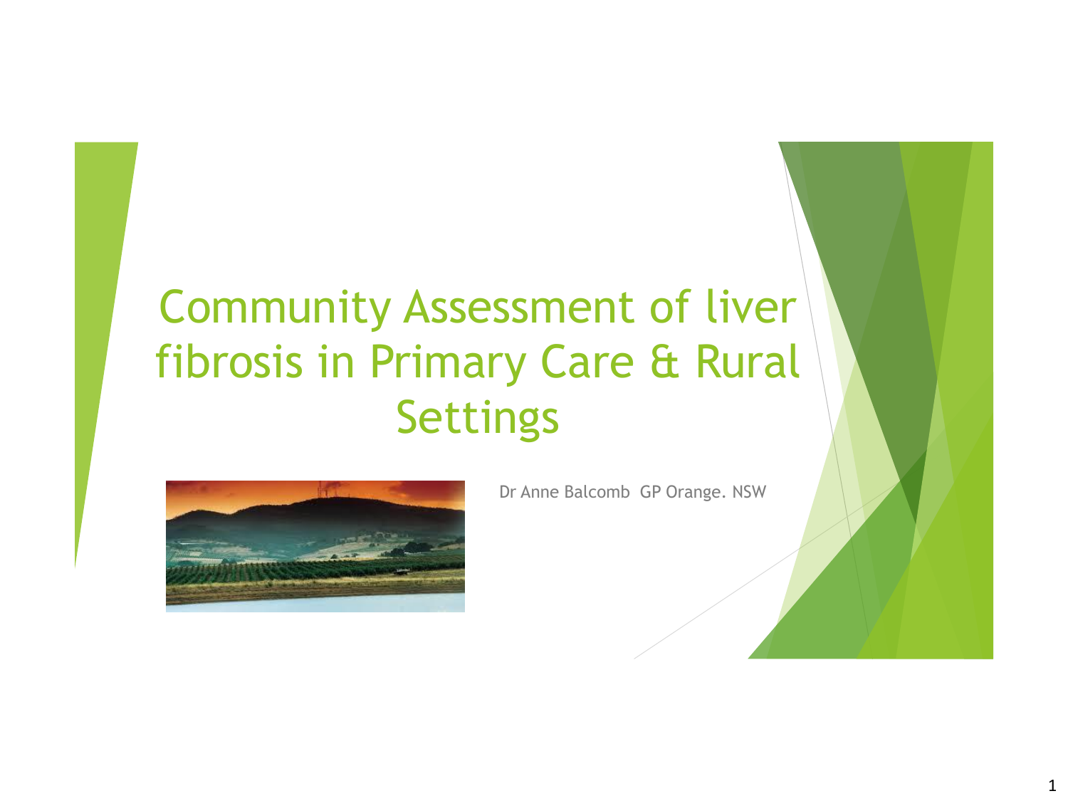# Community Assessment of liver fibrosis in Primary Care & Rural Settings

Dr Anne Balcomb GP Orange. NSW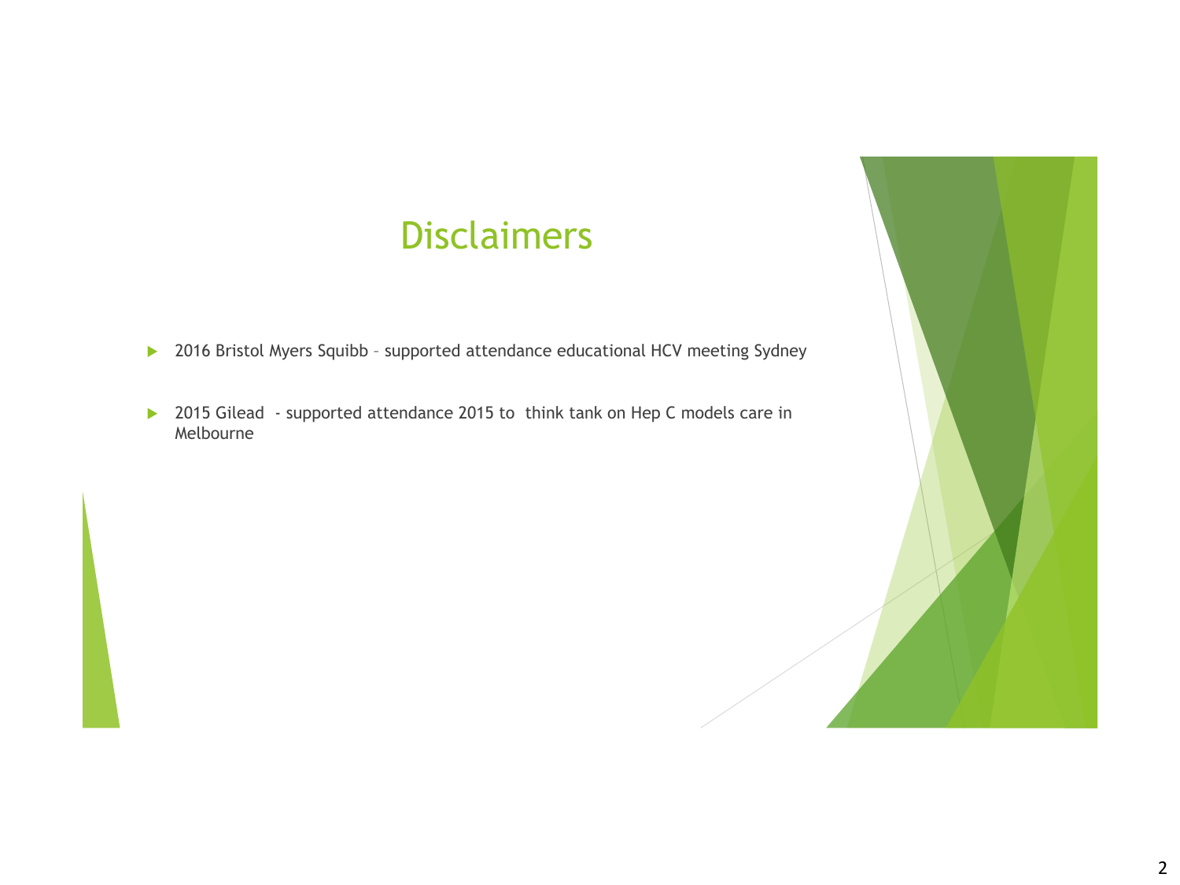# Disclaimers

- 2016 Bristol Myers Squibb – supported attendance educational HCV meeting Sydney
- 2015 Gilead  - supported attendance 2015 to  think tank on Hep C models care in Melbourne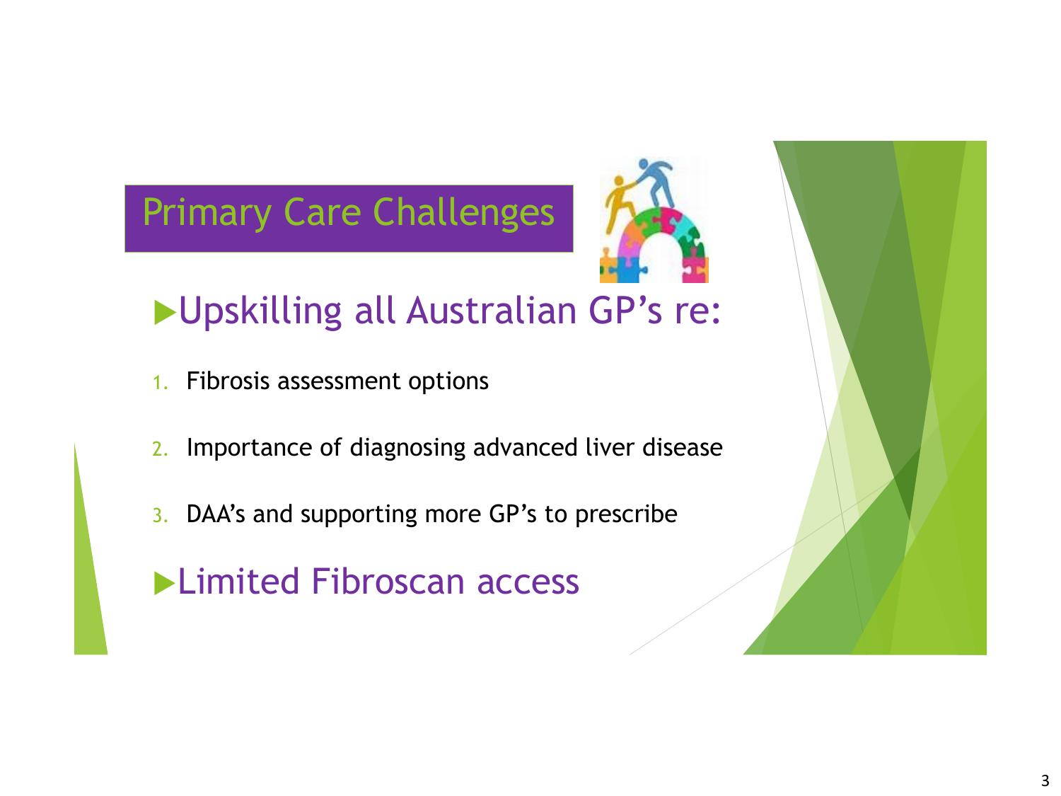## Primary Care Challenges

- Upskilling all Australian GP's re:

1. Fibrosis assessment options
2. Importance of diagnosing advanced liver disease
3. DAA's and supporting more GP's to prescribe

- Limited Fibroscan access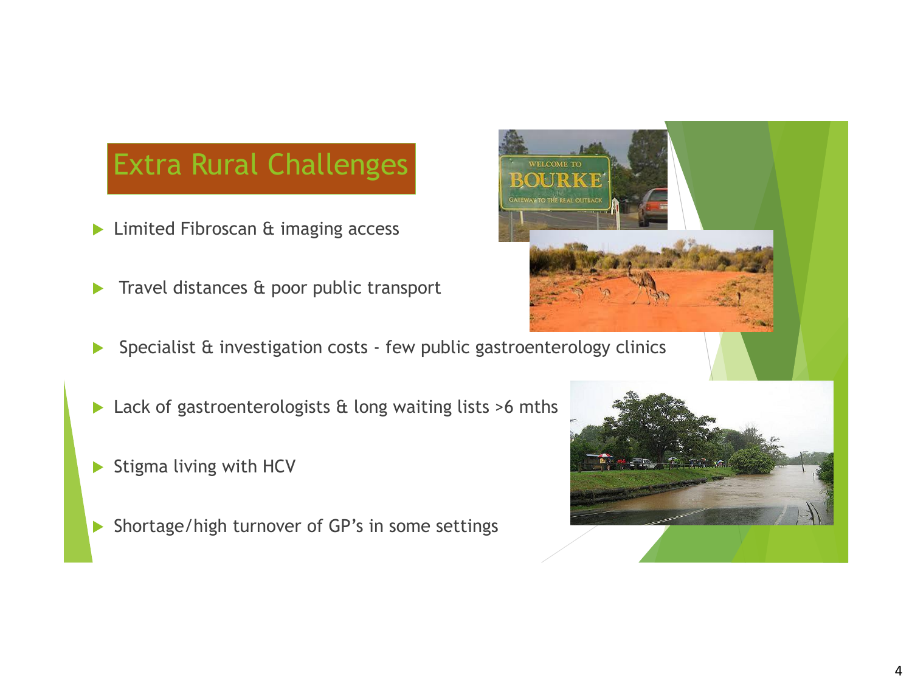# Extra Rural Challenges

- Limited Fibroscan & imaging access
- Travel distances & poor public transport
- Specialist & investigation costs - few public gastroenterology clinics
- Lack of gastroenterologists & long waiting lists >6 mths
- Stigma living with HCV
- Shortage/high turnover of GP's in some settings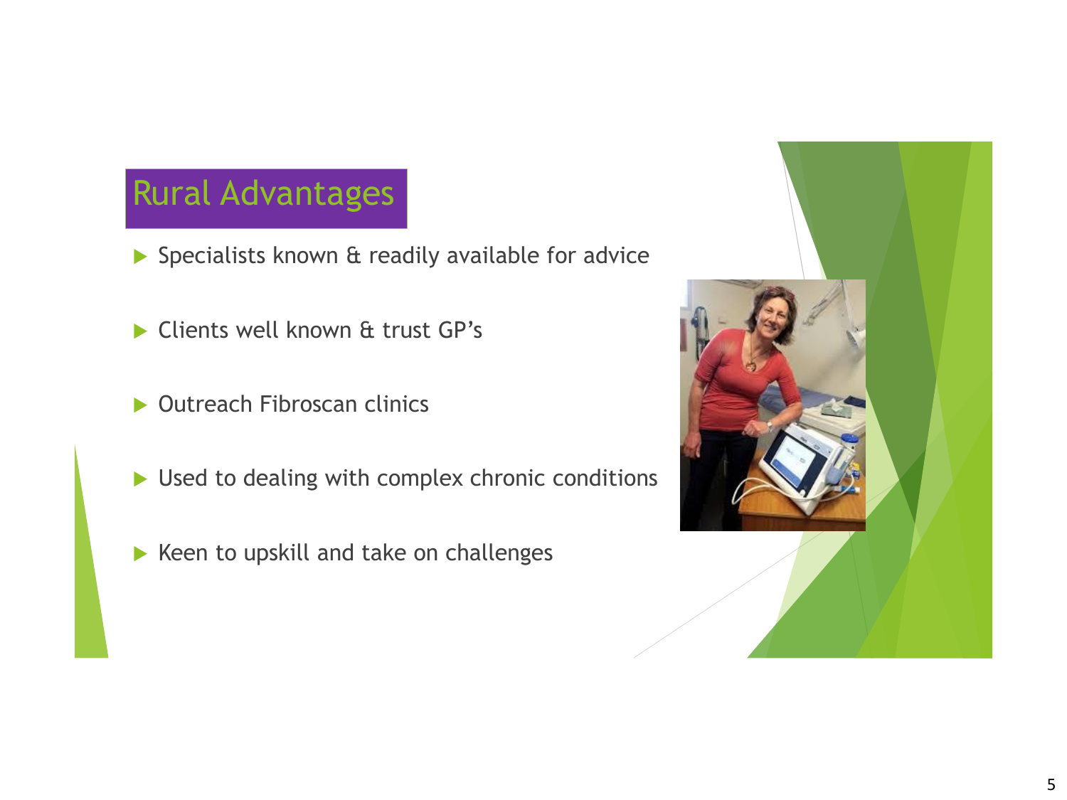# Rural Advantages

- Specialists known & readily available for advice
- Clients well known & trust GP's
- Outreach Fibroscan clinics
- Used to dealing with complex chronic conditions
- Keen to upskill and take on challenges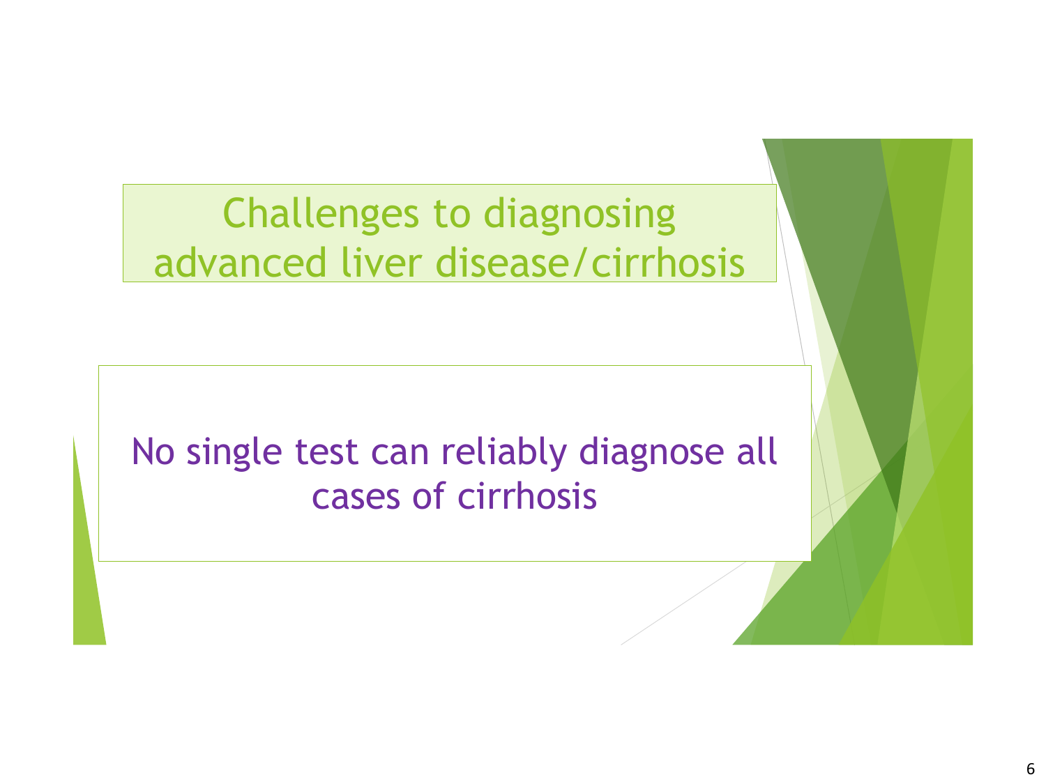# Challenges to diagnosing advanced liver disease/cirrhosis

No single test can reliably diagnose all cases of cirrhosis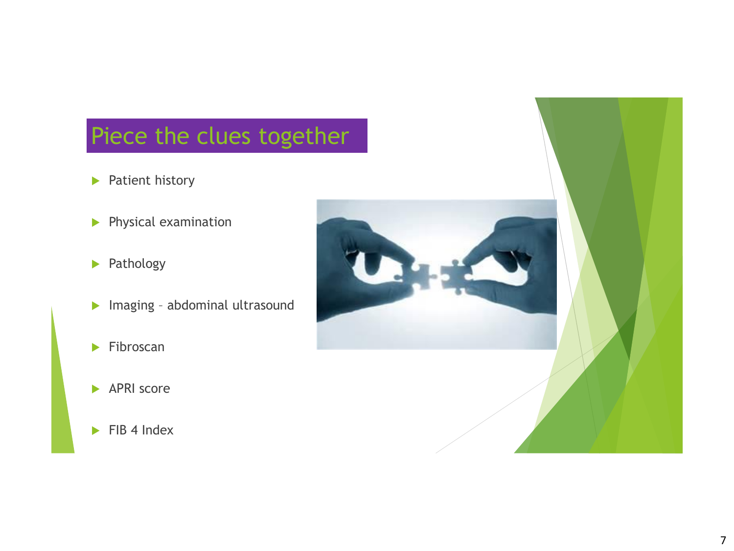# Piece the clues together

- Patient history
- Physical examination
- Pathology
- Imaging – abdominal ultrasound
- Fibroscan
- APRI score
- FIB 4 Index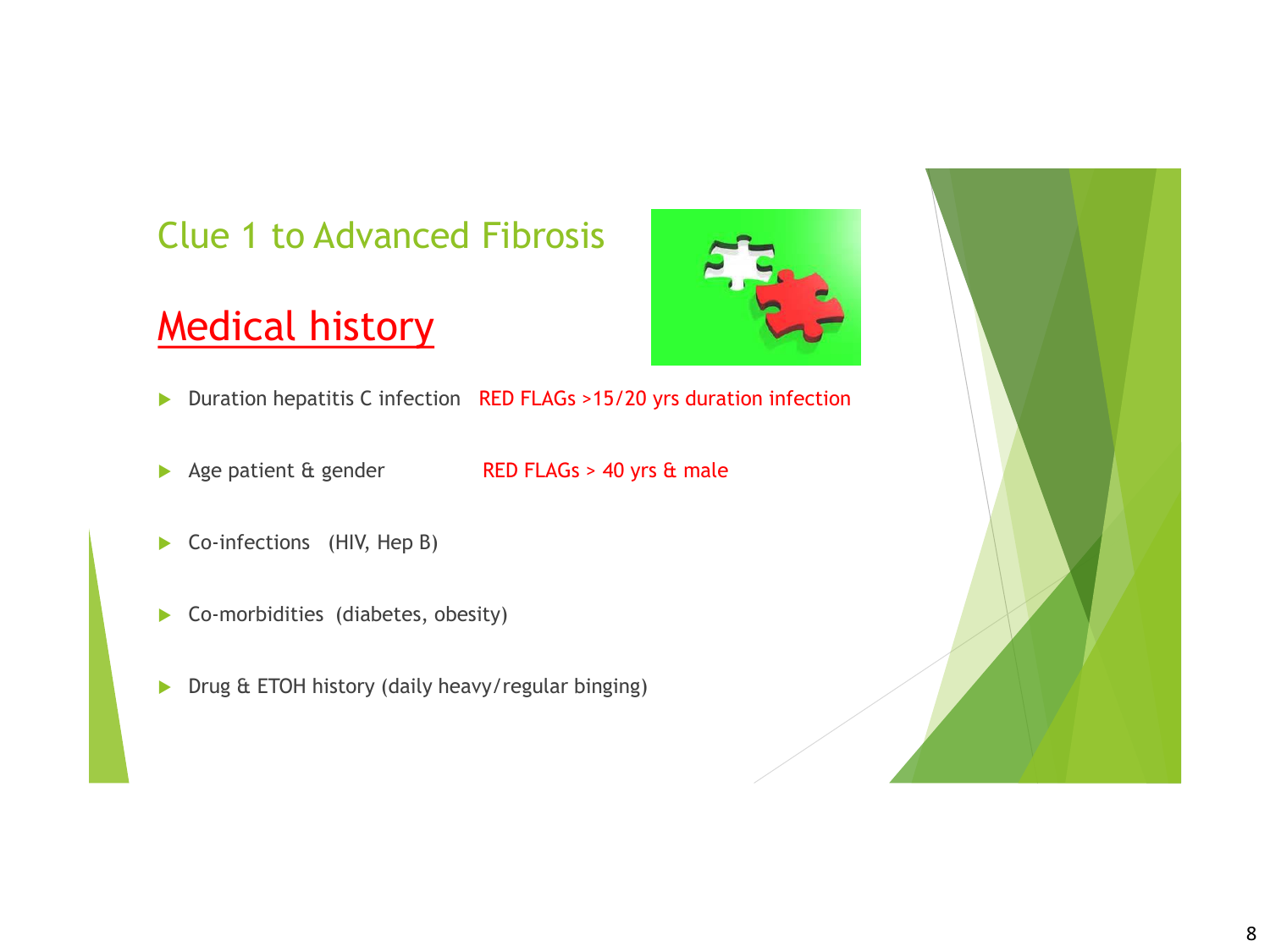# Clue 1 to Advanced Fibrosis

## Medical history

- Duration hepatitis C infection RED FLAGs >15/20 yrs duration infection
- Age patient & gender RED FLAGs > 40 yrs & male
- Co-infections (HIV, Hep B)
- Co-morbidities (diabetes, obesity)
- Drug & ETOH history (daily heavy/regular binging)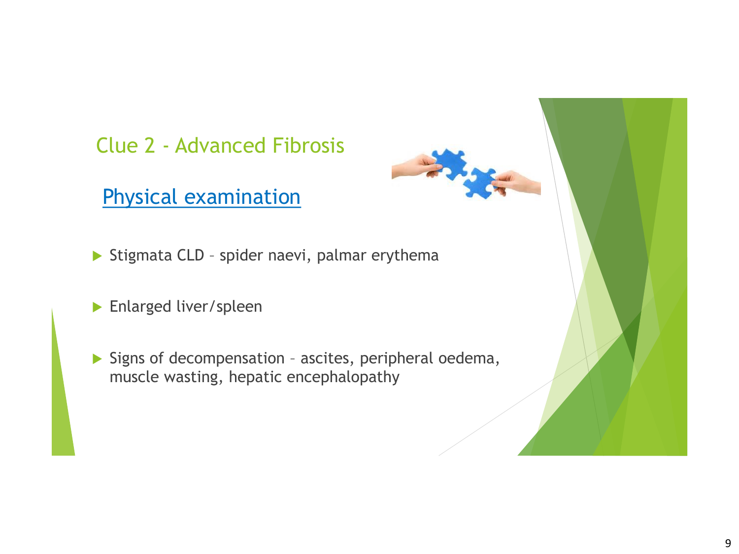## Clue 2 - Advanced Fibrosis

### Physical examination

- Stigmata CLD – spider naevi, palmar erythema
- Enlarged liver/spleen
- Signs of decompensation – ascites, peripheral oedema, muscle wasting, hepatic encephalopathy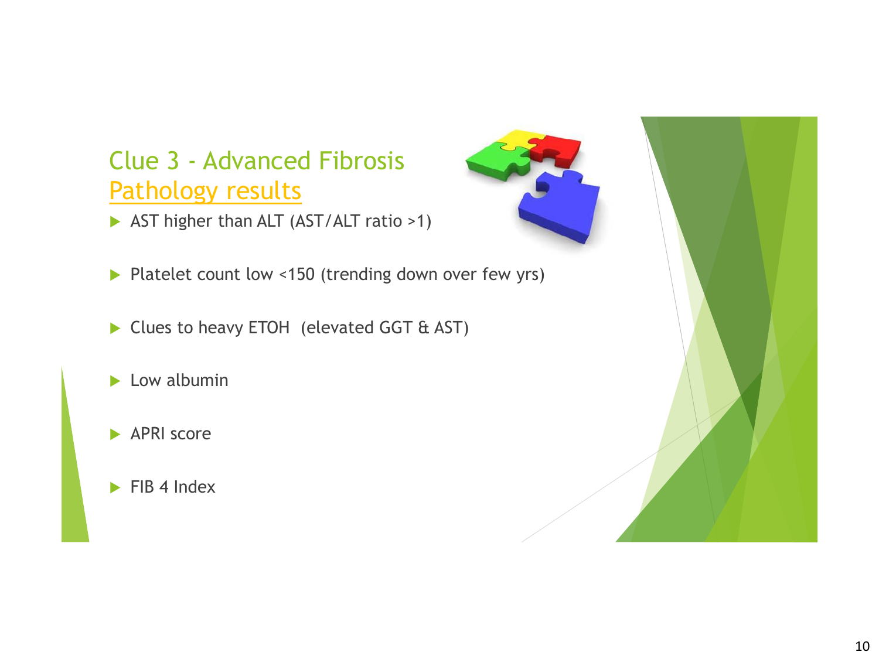## Clue 3 - Advanced Fibrosis

### Pathology results

- AST higher than ALT (AST/ALT ratio >1)
- Platelet count low <150 (trending down over few yrs)
- Clues to heavy ETOH (elevated GGT & AST)
- Low albumin
- APRI score
- FIB 4 Index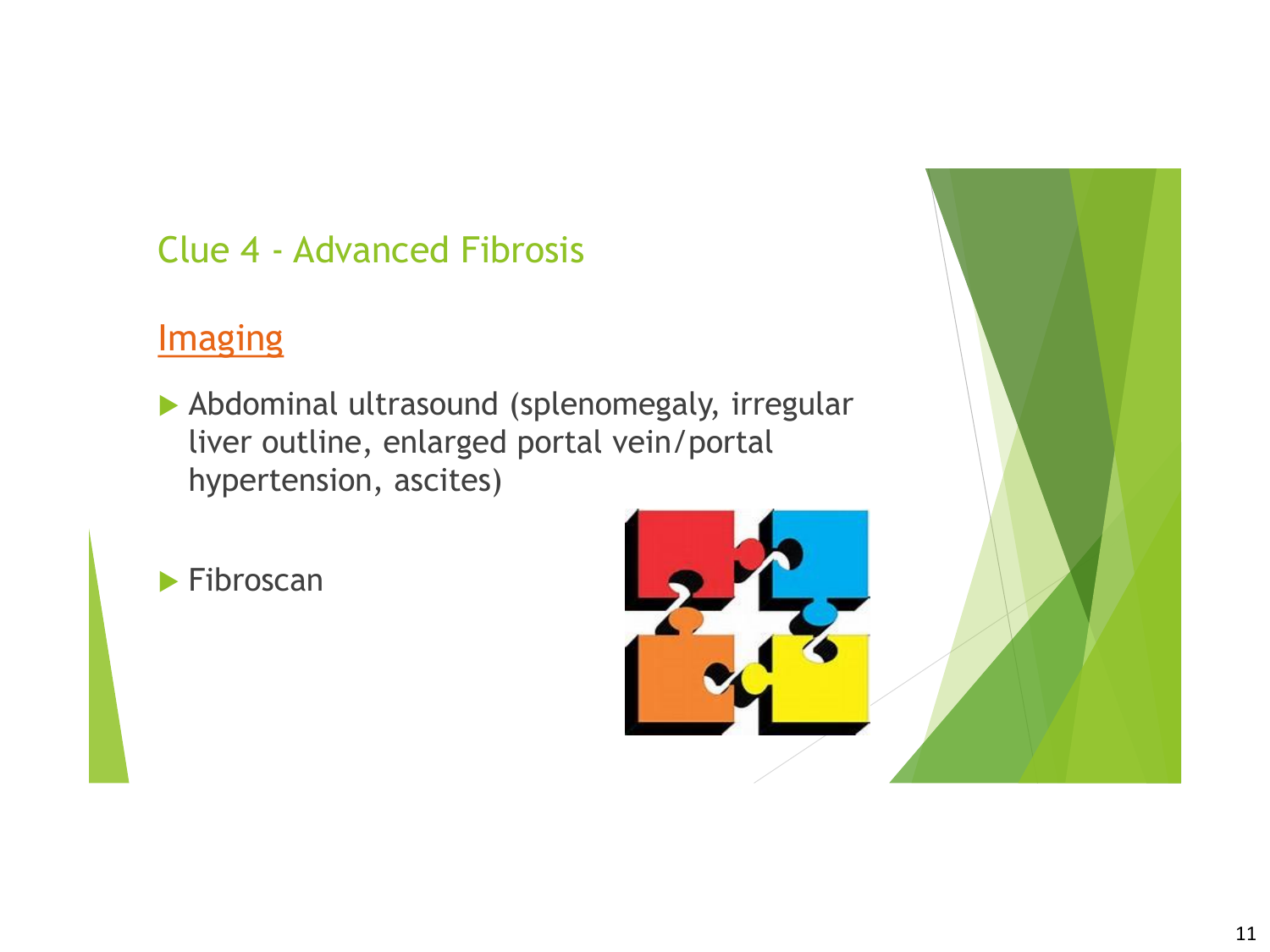## Clue 4 - Advanced Fibrosis

### Imaging

- Abdominal ultrasound (splenomegaly, irregular liver outline, enlarged portal vein/portal hypertension, ascites)
- Fibroscan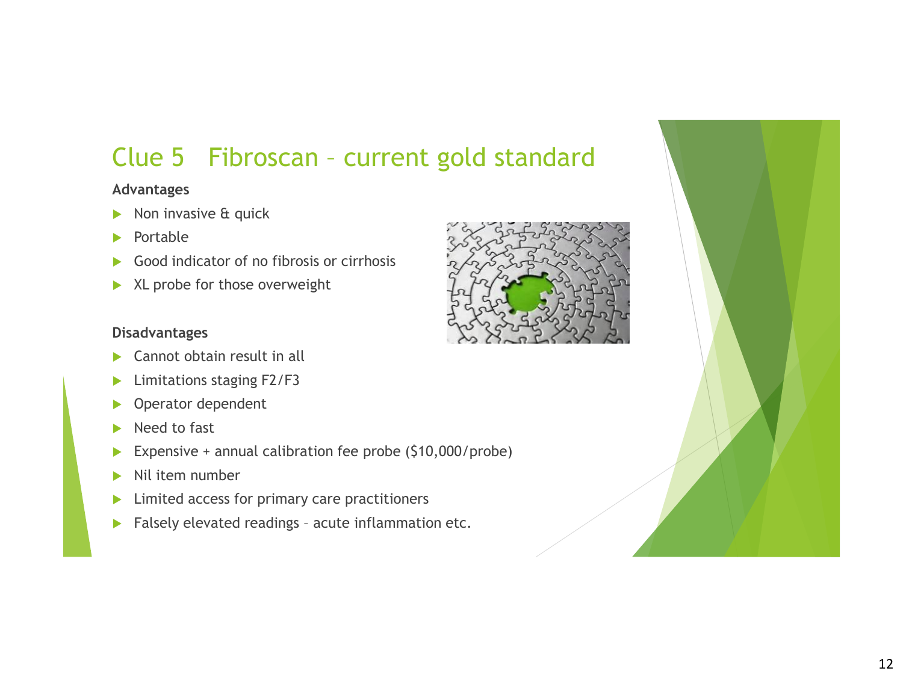# Clue 5 Fibroscan – current gold standard

**Advantages**

- Non invasive & quick
- Portable
- Good indicator of no fibrosis or cirrhosis
- XL probe for those overweight

**Disadvantages**

- Cannot obtain result in all
- Limitations staging F2/F3
- Operator dependent
- Need to fast
- Expensive + annual calibration fee probe ($10,000/probe)
- Nil item number
- Limited access for primary care practitioners
- Falsely elevated readings – acute inflammation etc.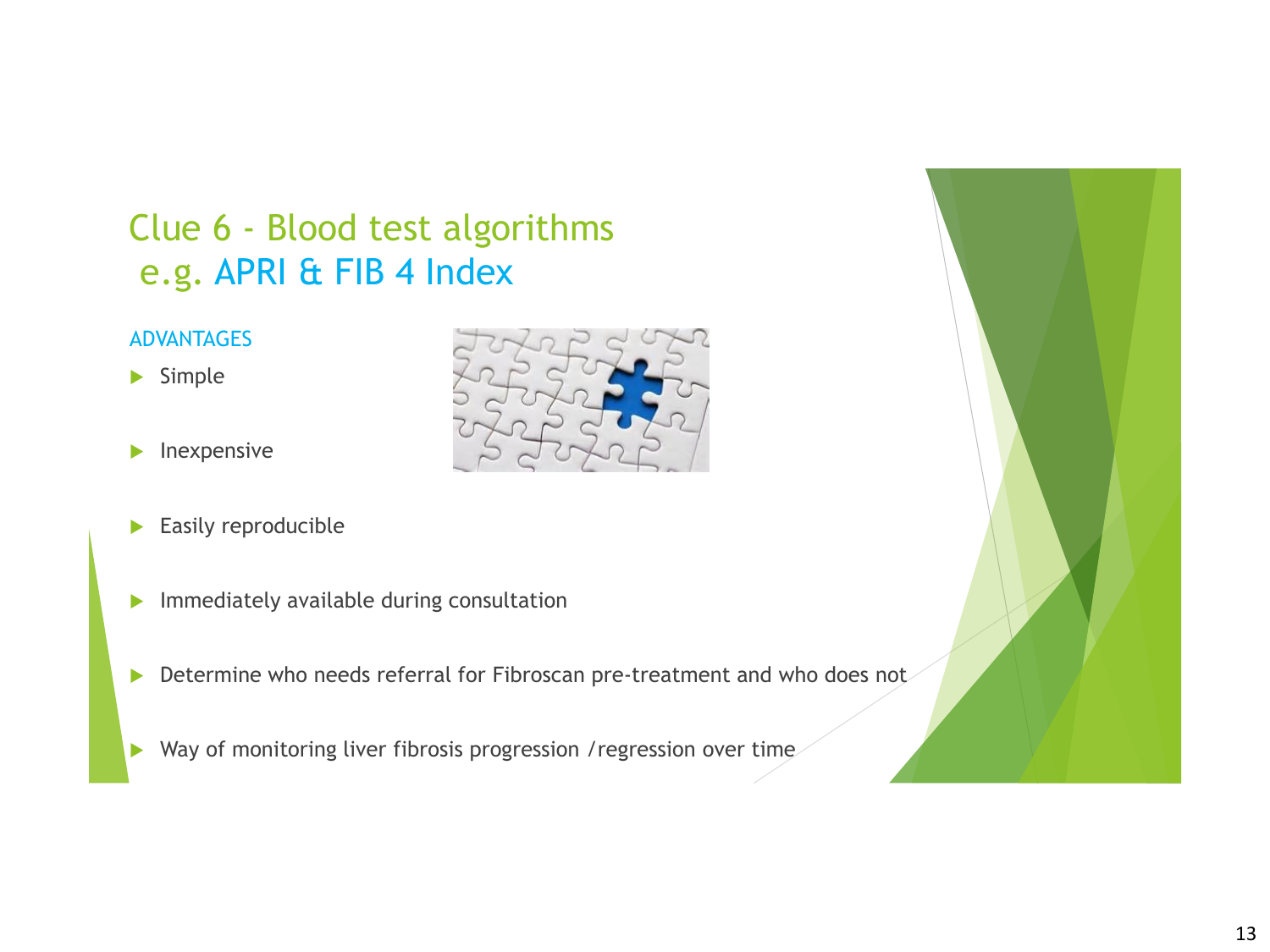# Clue 6 - Blood test algorithms e.g. APRI & FIB 4 Index

ADVANTAGES

- Simple
- Inexpensive
- Easily reproducible
- Immediately available during consultation
- Determine who needs referral for Fibroscan pre-treatment and who does not
- Way of monitoring liver fibrosis progression /regression over time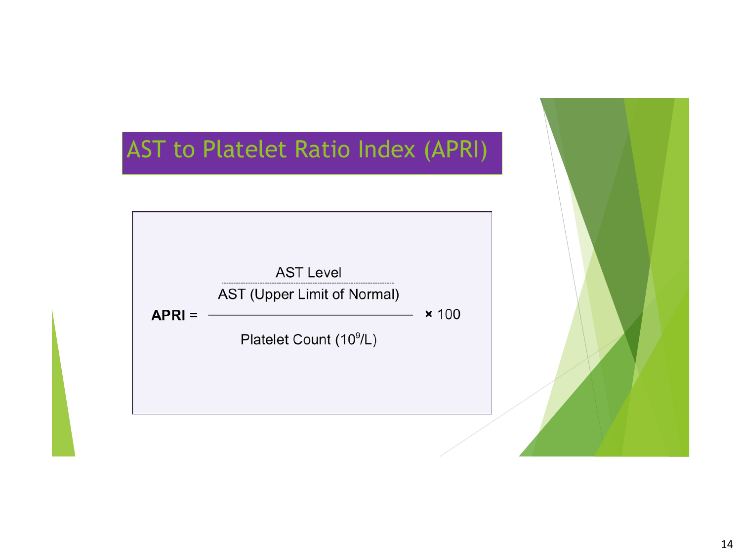# AST to Platelet Ratio Index (APRI)

$$\textbf{APRI} = \frac{\dfrac{\text{AST Level}}{\text{AST (Upper Limit of Normal)}}}{\text{Platelet Count } (10^9/\text{L})} \times 100$$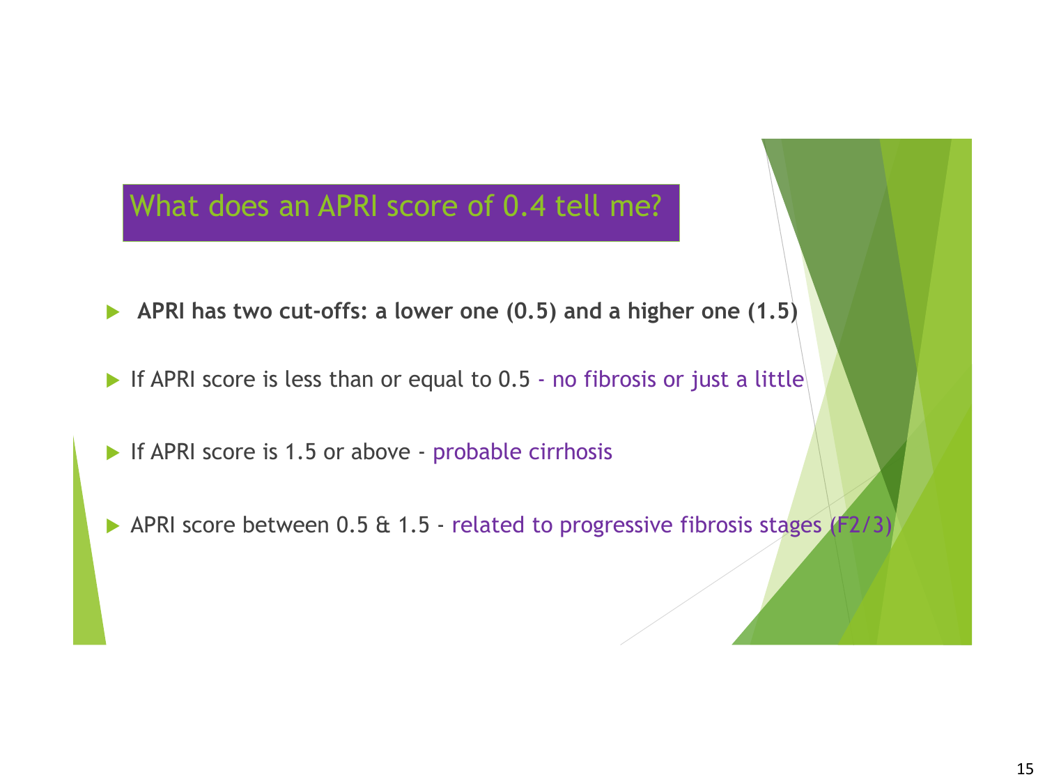## What does an APRI score of 0.4 tell me?

- **APRI has two cut-offs: a lower one (0.5) and a higher one (1.5)**
- If APRI score is less than or equal to 0.5 - no fibrosis or just a little
- If APRI score is 1.5 or above - probable cirrhosis
- APRI score between 0.5 & 1.5 - related to progressive fibrosis stages (F2/3)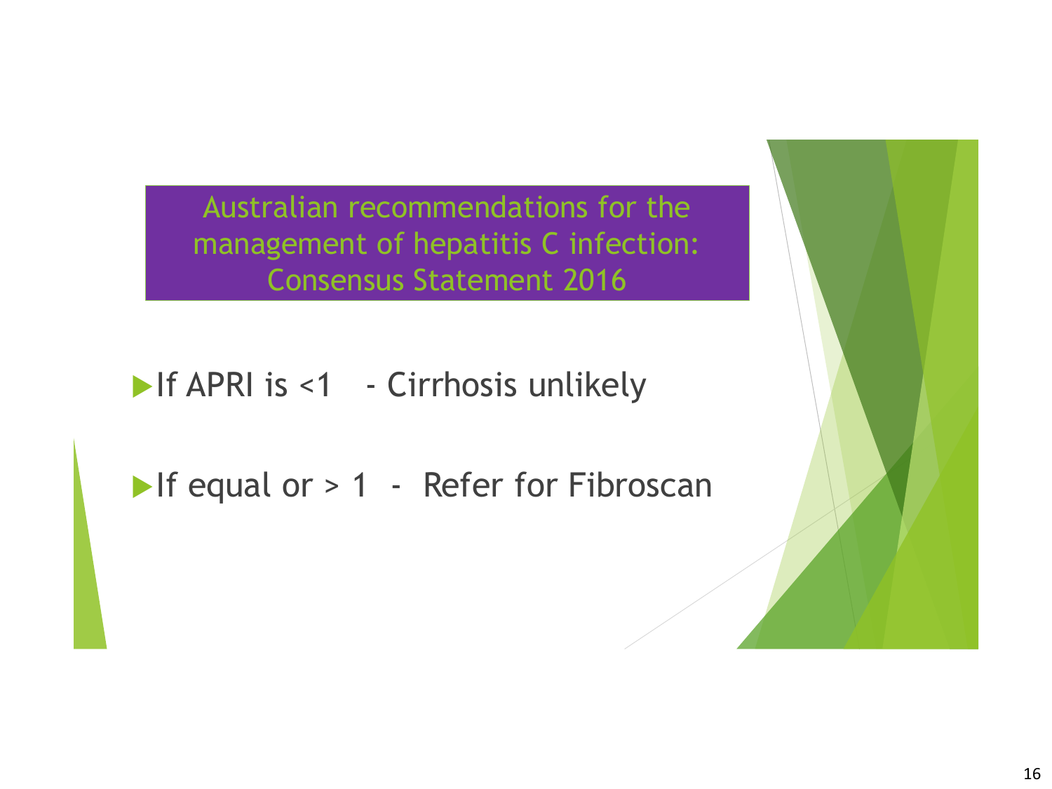## Australian recommendations for the management of hepatitis C infection: Consensus Statement 2016

- If APRI is <1 - Cirrhosis unlikely
- If equal or > 1 - Refer for Fibroscan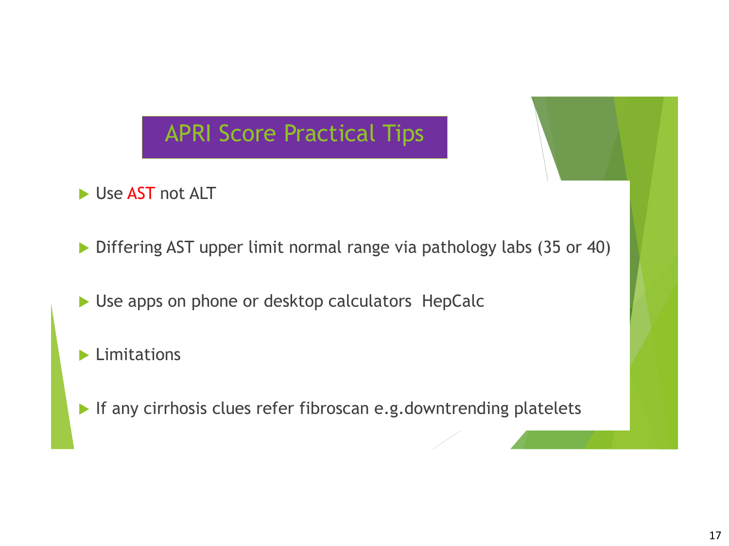# APRI Score Practical Tips

- Use AST not ALT
- Differing AST upper limit normal range via pathology labs (35 or 40)
- Use apps on phone or desktop calculators  HepCalc
- Limitations
- If any cirrhosis clues refer fibroscan e.g.downtrending platelets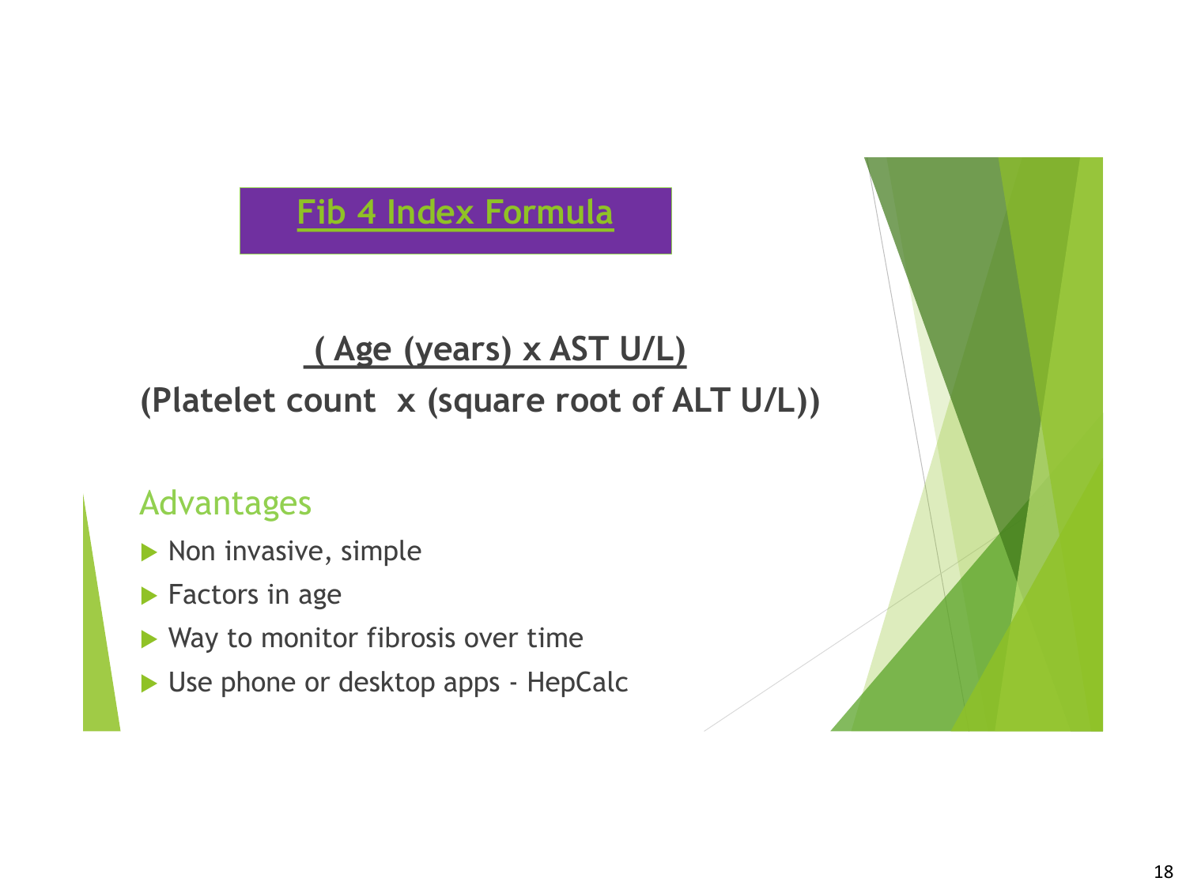# Fib 4 Index Formula

$$\frac{\text{Age (years)} \times \text{AST U/L}}{\text{Platelet count} \times \sqrt{\text{ALT U/L}}}$$

## Advantages

- Non invasive, simple
- Factors in age
- Way to monitor fibrosis over time
- Use phone or desktop apps - HepCalc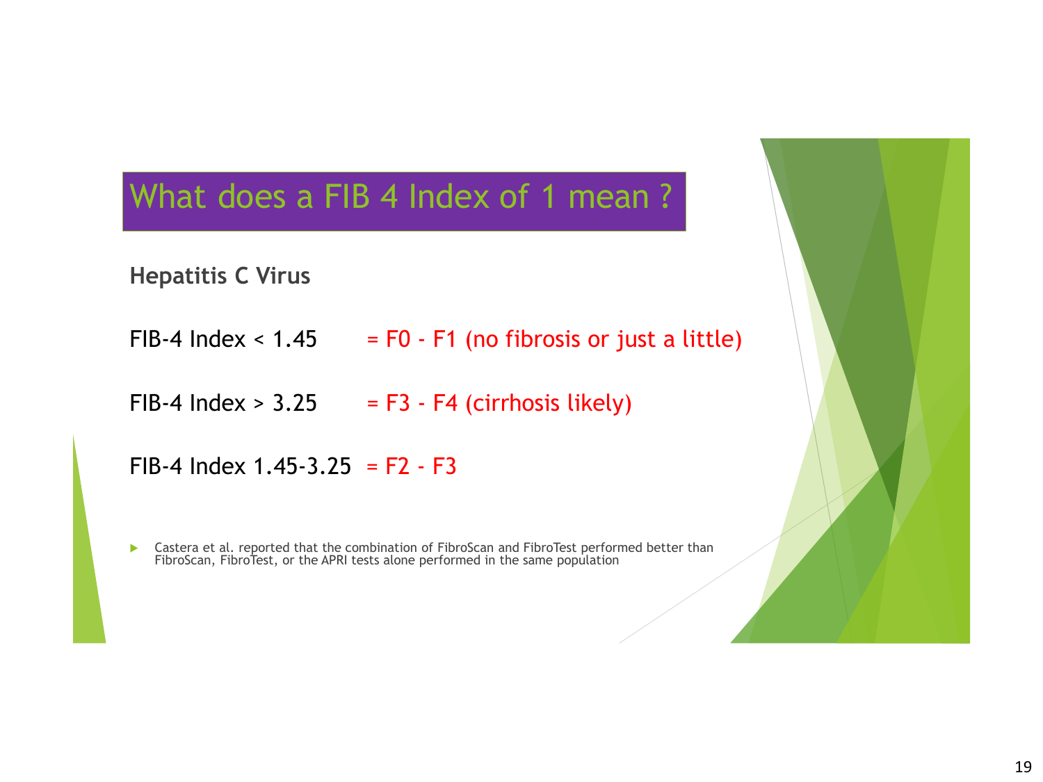# What does a FIB 4 Index of 1 mean ?

**Hepatitis C Virus**

FIB-4 Index < 1.45 = F0 - F1 (no fibrosis or just a little)

FIB-4 Index > 3.25 = F3 - F4 (cirrhosis likely)

FIB-4 Index 1.45-3.25 = F2 - F3

- Castera et al. reported that the combination of FibroScan and FibroTest performed better than FibroScan, FibroTest, or the APRI tests alone performed in the same population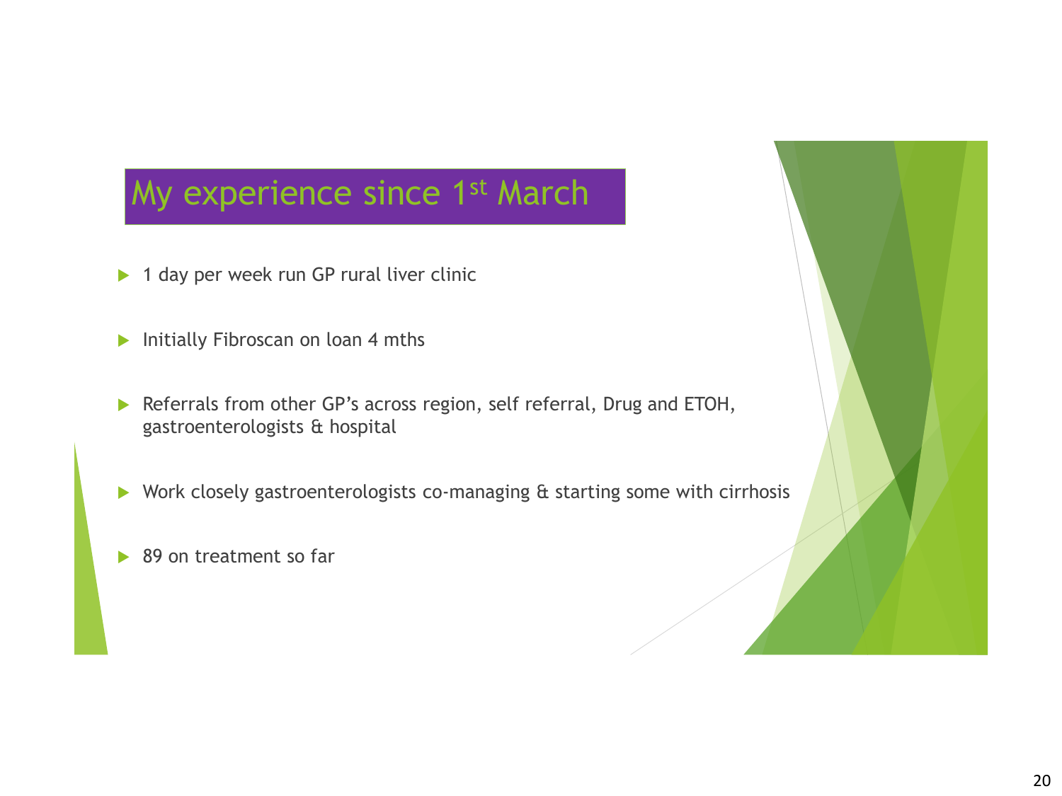# My experience since 1st March

- 1 day per week run GP rural liver clinic
- Initially Fibroscan on loan 4 mths
- Referrals from other GP's across region, self referral, Drug and ETOH, gastroenterologists & hospital
- Work closely gastroenterologists co-managing & starting some with cirrhosis
- 89 on treatment so far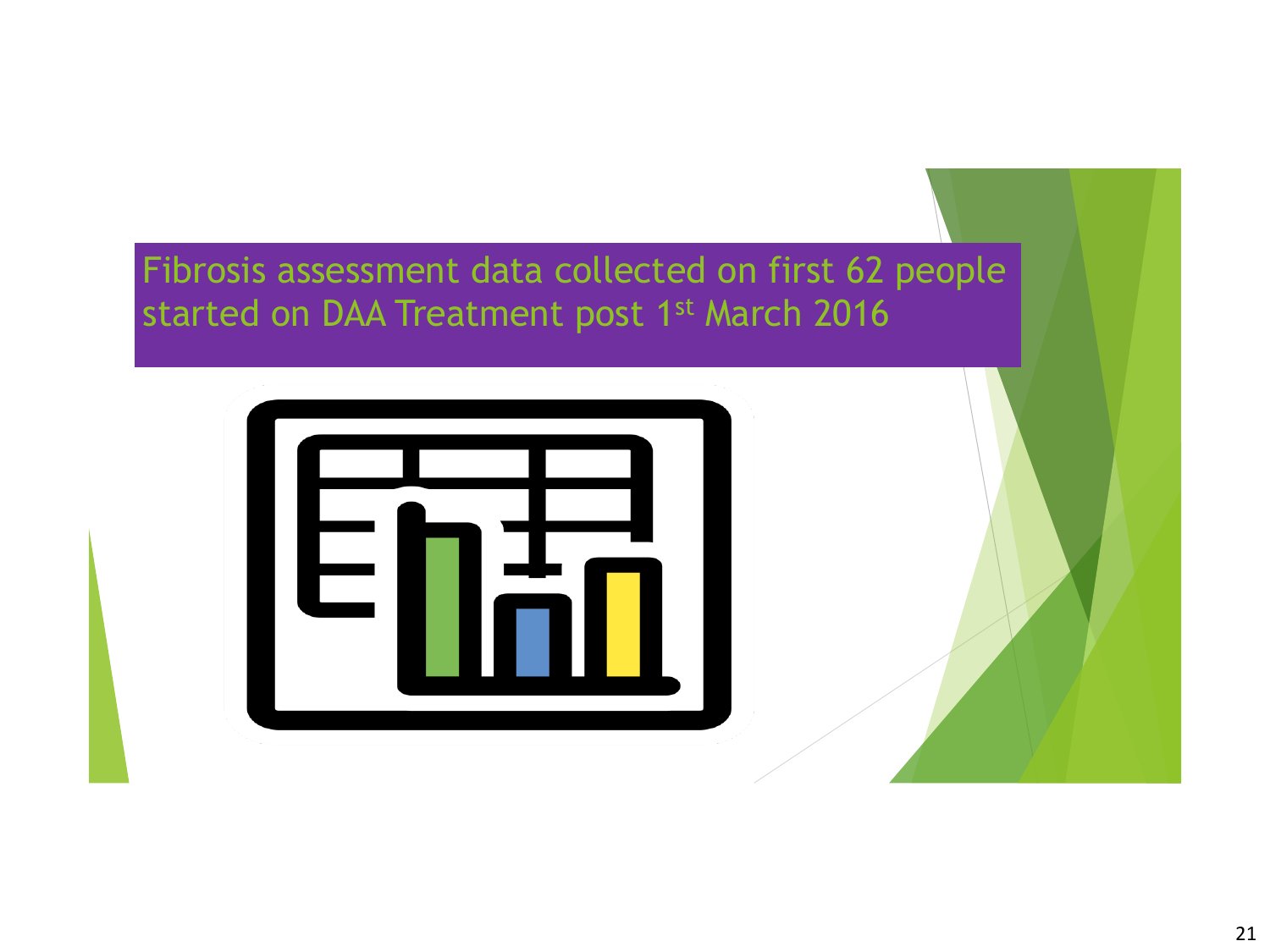# Fibrosis assessment data collected on first 62 people started on DAA Treatment post 1st March 2016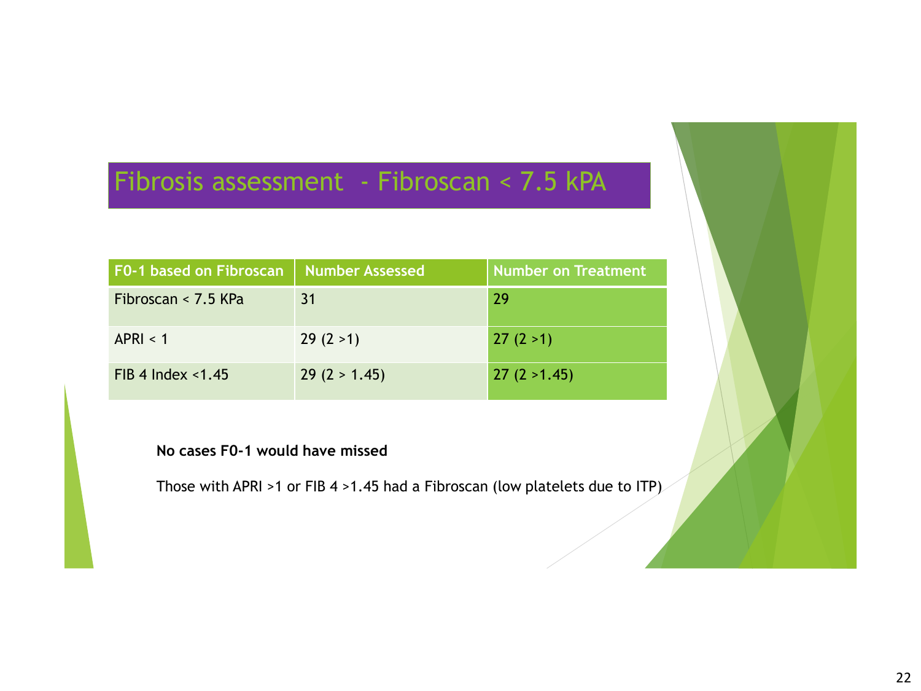# Fibrosis assessment - Fibroscan < 7.5 kPA

| F0-1 based on Fibroscan | Number Assessed | Number on Treatment |
|---|---|---|
| Fibroscan < 7.5 KPa | 31 | 29 |
| APRI < 1 | 29 (2 >1) | 27 (2 >1) |
| FIB 4 Index <1.45 | 29 (2 > 1.45) | 27 (2 >1.45) |

**No cases F0-1 would have missed**

Those with APRI >1 or FIB 4 >1.45 had a Fibroscan (low platelets due to ITP)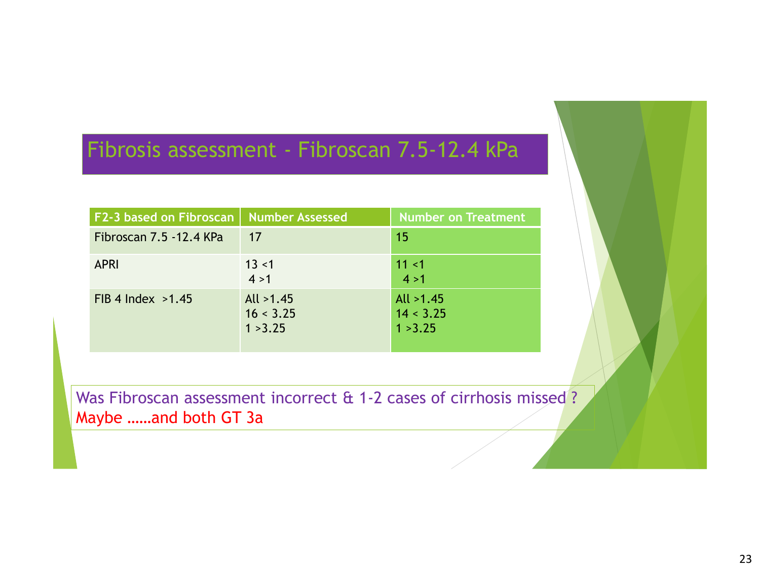# Fibrosis assessment - Fibroscan 7.5-12.4 kPa

| F2-3 based on Fibroscan | Number Assessed | Number on Treatment |
|---|---|---|
| Fibroscan 7.5 -12.4 KPa | 17 | 15 |
| APRI | 13 <1<br>4 >1 | 11 <1<br>4 >1 |
| FIB 4 Index >1.45 | All >1.45<br>16 < 3.25<br>1 >3.25 | All >1.45<br>14 < 3.25<br>1 >3.25 |

Was Fibroscan assessment incorrect & 1-2 cases of cirrhosis missed ?
Maybe ……and both GT 3a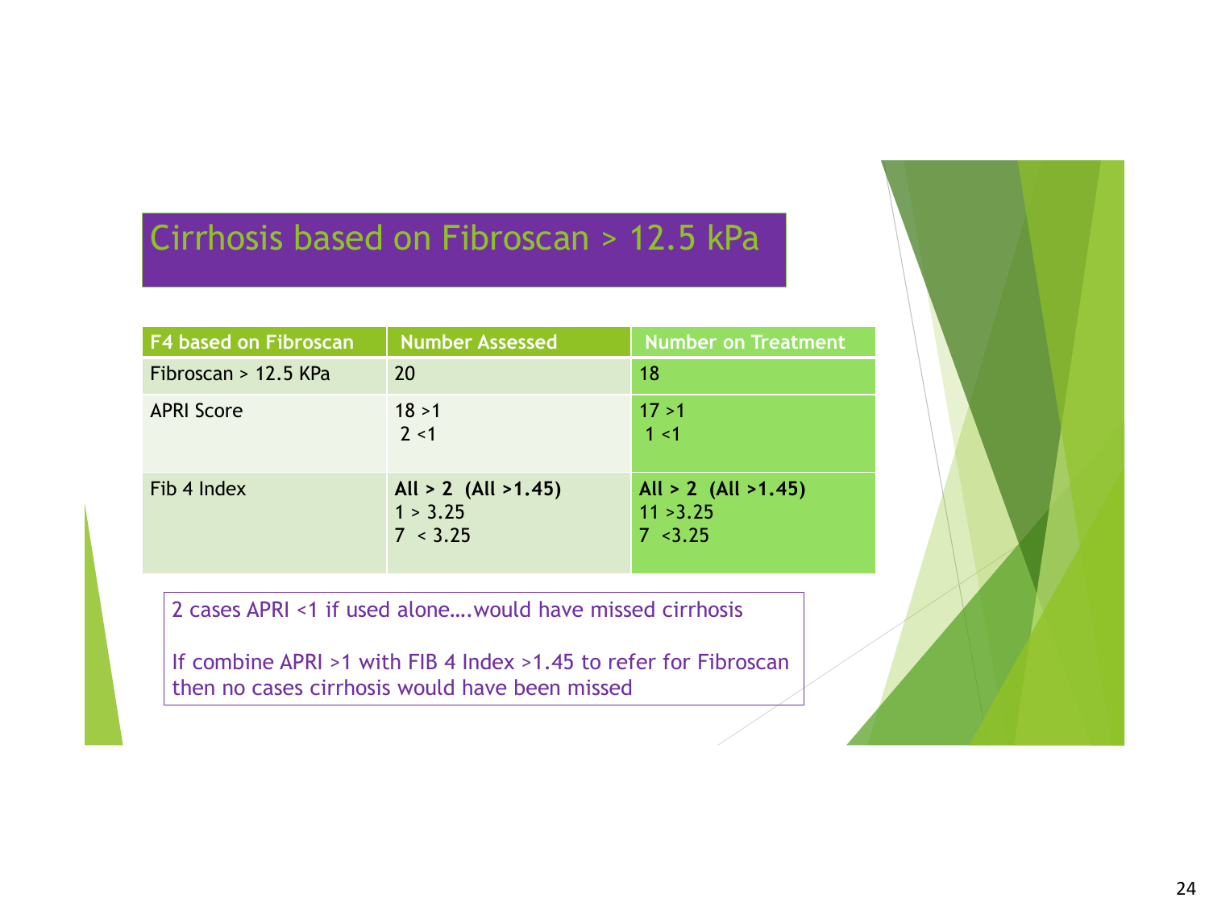# Cirrhosis based on Fibroscan > 12.5 kPa

| F4 based on Fibroscan | Number Assessed | Number on Treatment |
|---|---|---|
| Fibroscan > 12.5 KPa | 20 | 18 |
| APRI Score | 18 >1<br>2 <1 | 17 >1<br>1 <1 |
| Fib 4 Index | **All > 2 (All >1.45)**<br>1 > 3.25<br>7 < 3.25 | **All > 2 (All >1.45)**<br>11 >3.25<br>7 <3.25 |

2 cases APRI <1 if used alone….would have missed cirrhosis

If combine APRI >1 with FIB 4 Index >1.45 to refer for Fibroscan then no cases cirrhosis would have been missed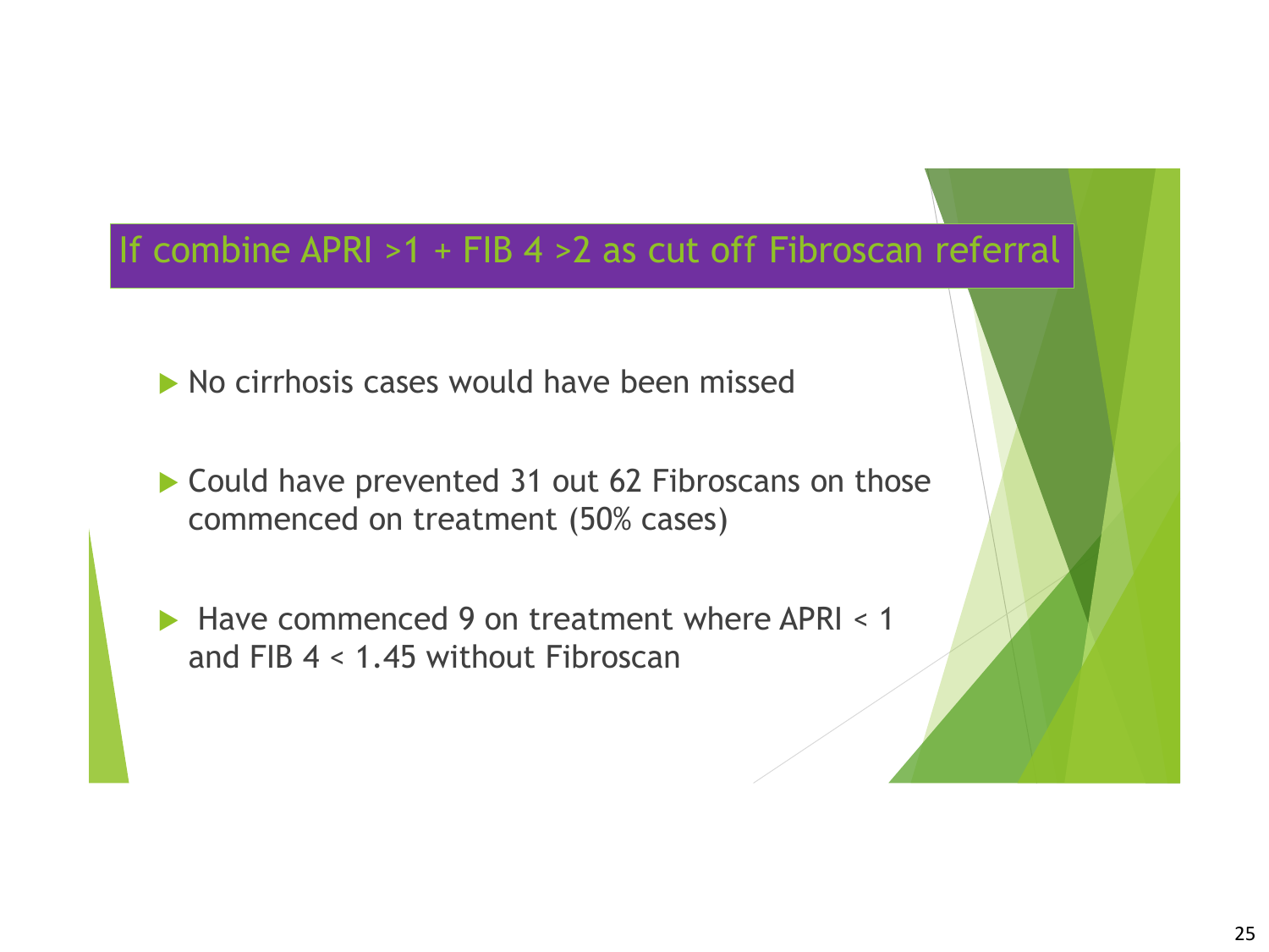## If combine APRI >1 + FIB 4 >2 as cut off Fibroscan referral

- No cirrhosis cases would have been missed
- Could have prevented 31 out 62 Fibroscans on those commenced on treatment (50% cases)
- Have commenced 9 on treatment where APRI < 1 and FIB 4 < 1.45 without Fibroscan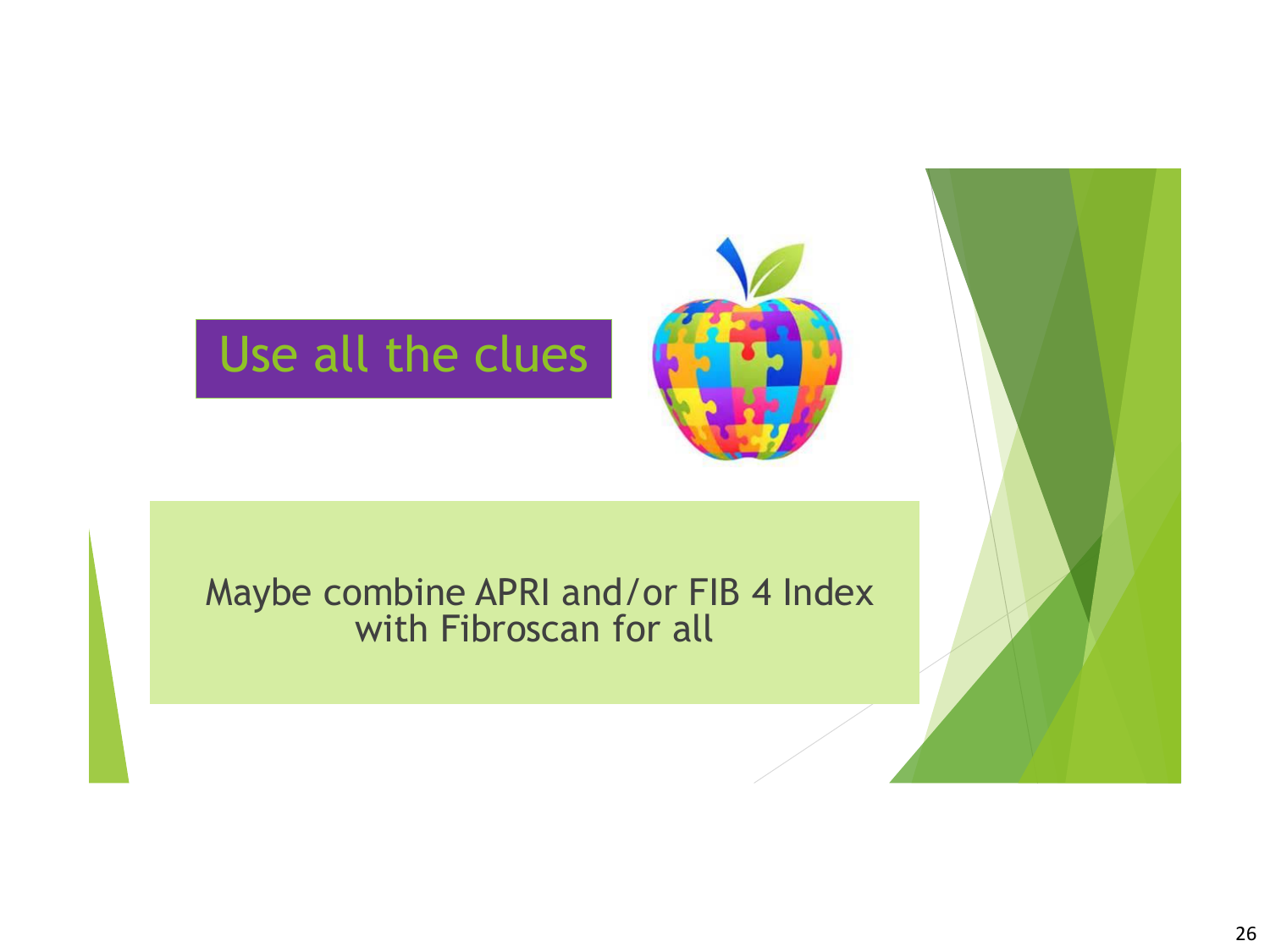# Use all the clues

Maybe combine APRI and/or FIB 4 Index with Fibroscan for all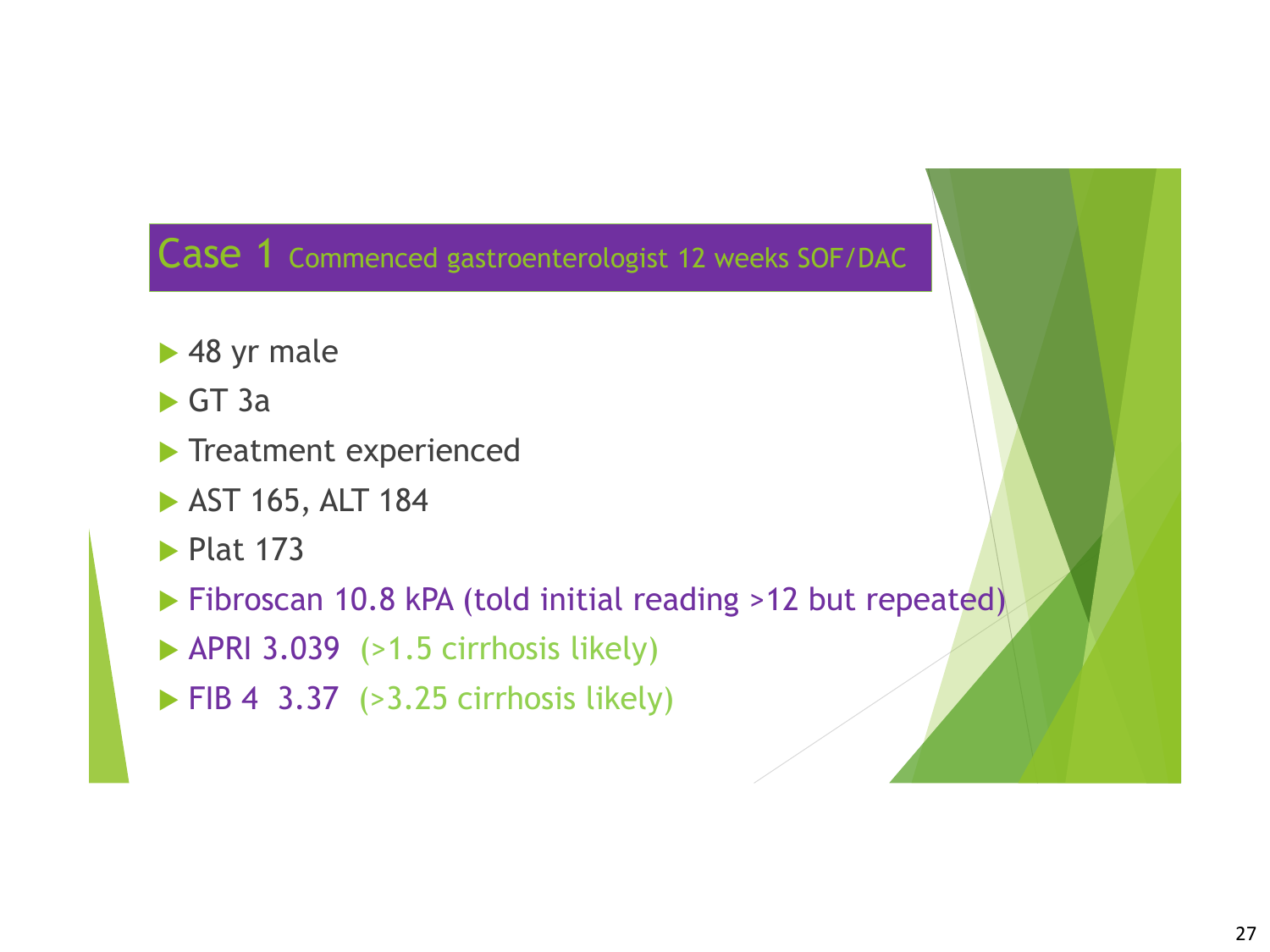# Case 1 Commenced gastroenterologist 12 weeks SOF/DAC

- 48 yr male
- GT 3a
- Treatment experienced
- AST 165, ALT 184
- Plat 173
- Fibroscan 10.8 kPA (told initial reading >12 but repeated)
- APRI 3.039 (>1.5 cirrhosis likely)
- FIB 4 3.37 (>3.25 cirrhosis likely)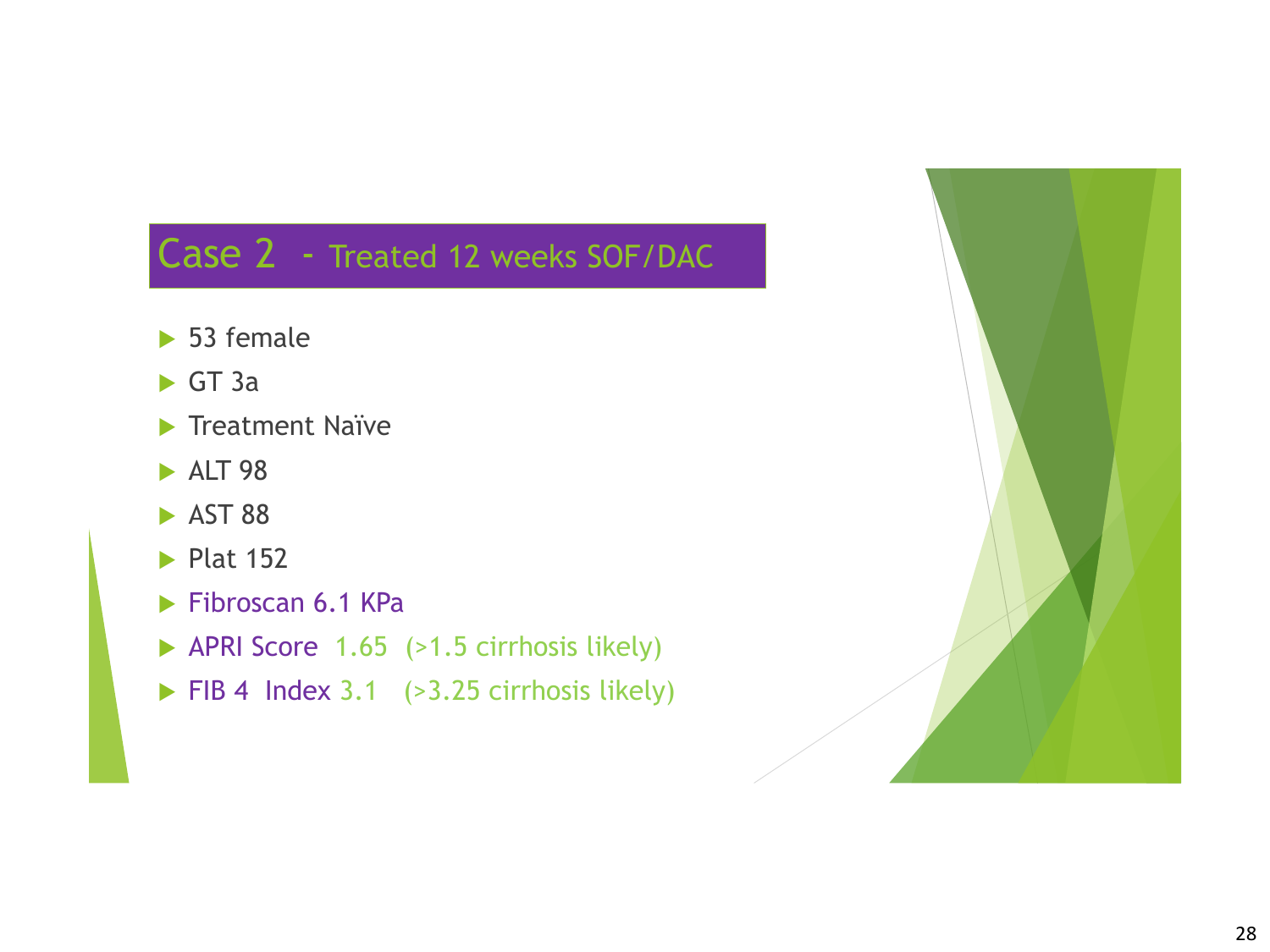## Case 2 - Treated 12 weeks SOF/DAC

- 53 female
- GT 3a
- Treatment Naïve
- ALT 98
- AST 88
- Plat 152
- Fibroscan 6.1 KPa
- APRI Score 1.65 (>1.5 cirrhosis likely)
- FIB 4 Index 3.1 (>3.25 cirrhosis likely)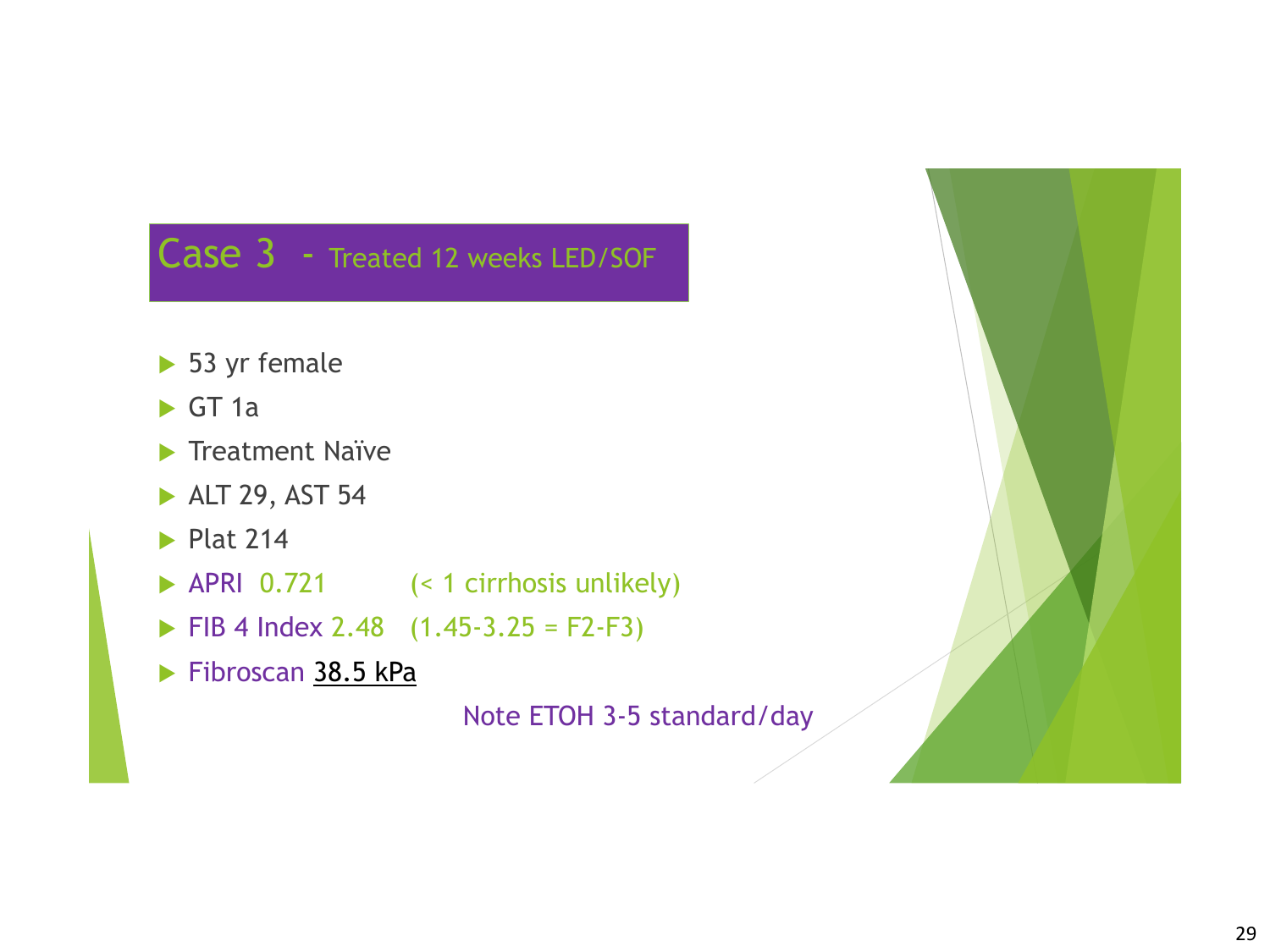# Case 3 - Treated 12 weeks LED/SOF

- 53 yr female
- GT 1a
- Treatment Naïve
- ALT 29, AST 54
- Plat 214
- APRI 0.721 (< 1 cirrhosis unlikely)
- FIB 4 Index 2.48 (1.45-3.25 = F2-F3)
- Fibroscan 38.5 kPa

Note ETOH 3-5 standard/day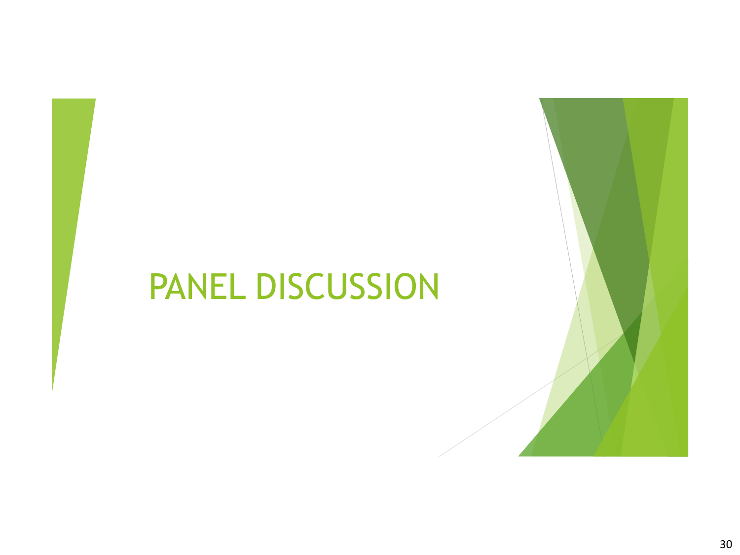# PANEL DISCUSSION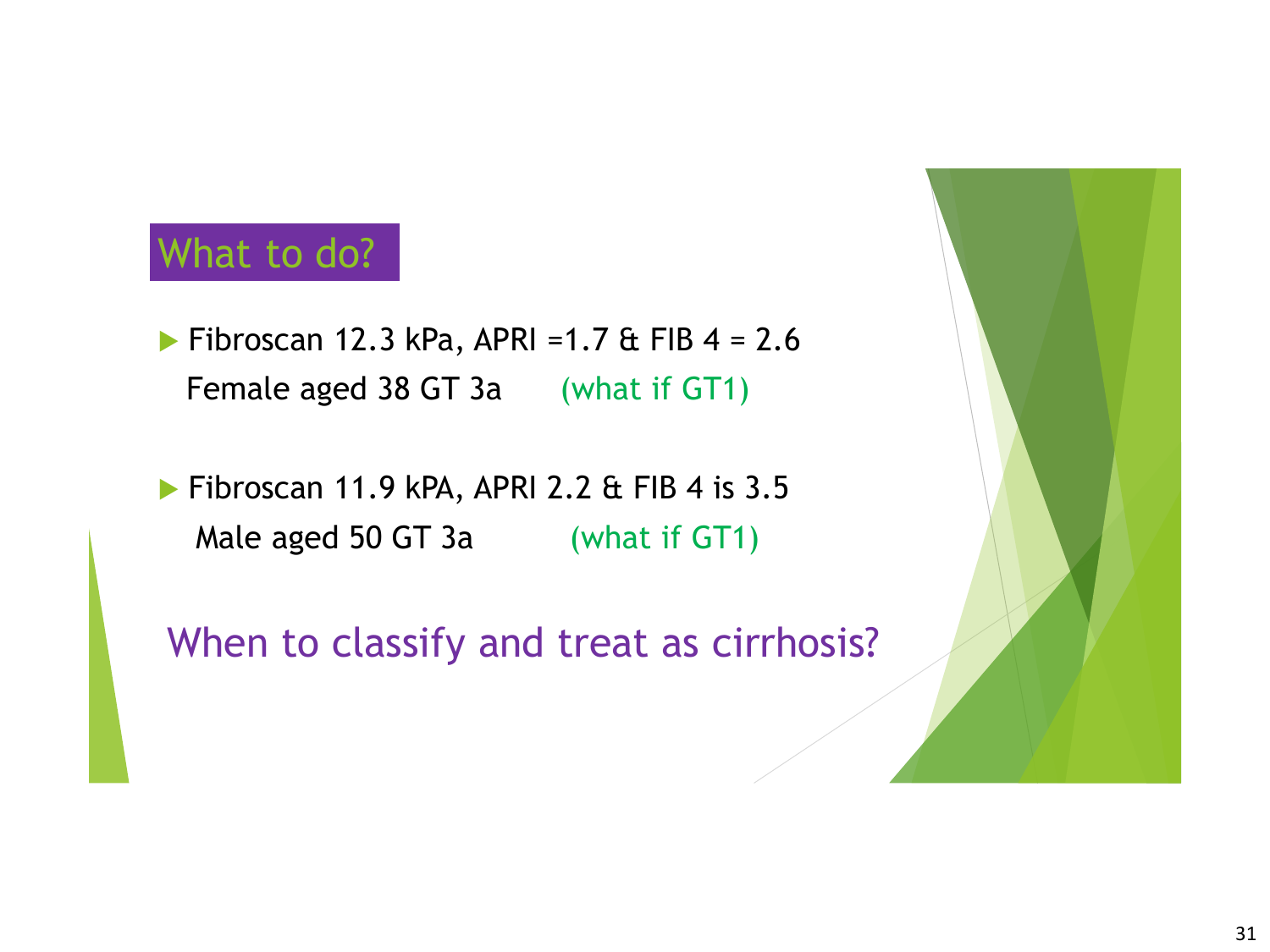## What to do?

- Fibroscan 12.3 kPa, APRI =1.7 & FIB 4 = 2.6
  Female aged 38 GT 3a (what if GT1)

- Fibroscan 11.9 kPA, APRI 2.2 & FIB 4 is 3.5
  Male aged 50 GT 3a (what if GT1)

When to classify and treat as cirrhosis?